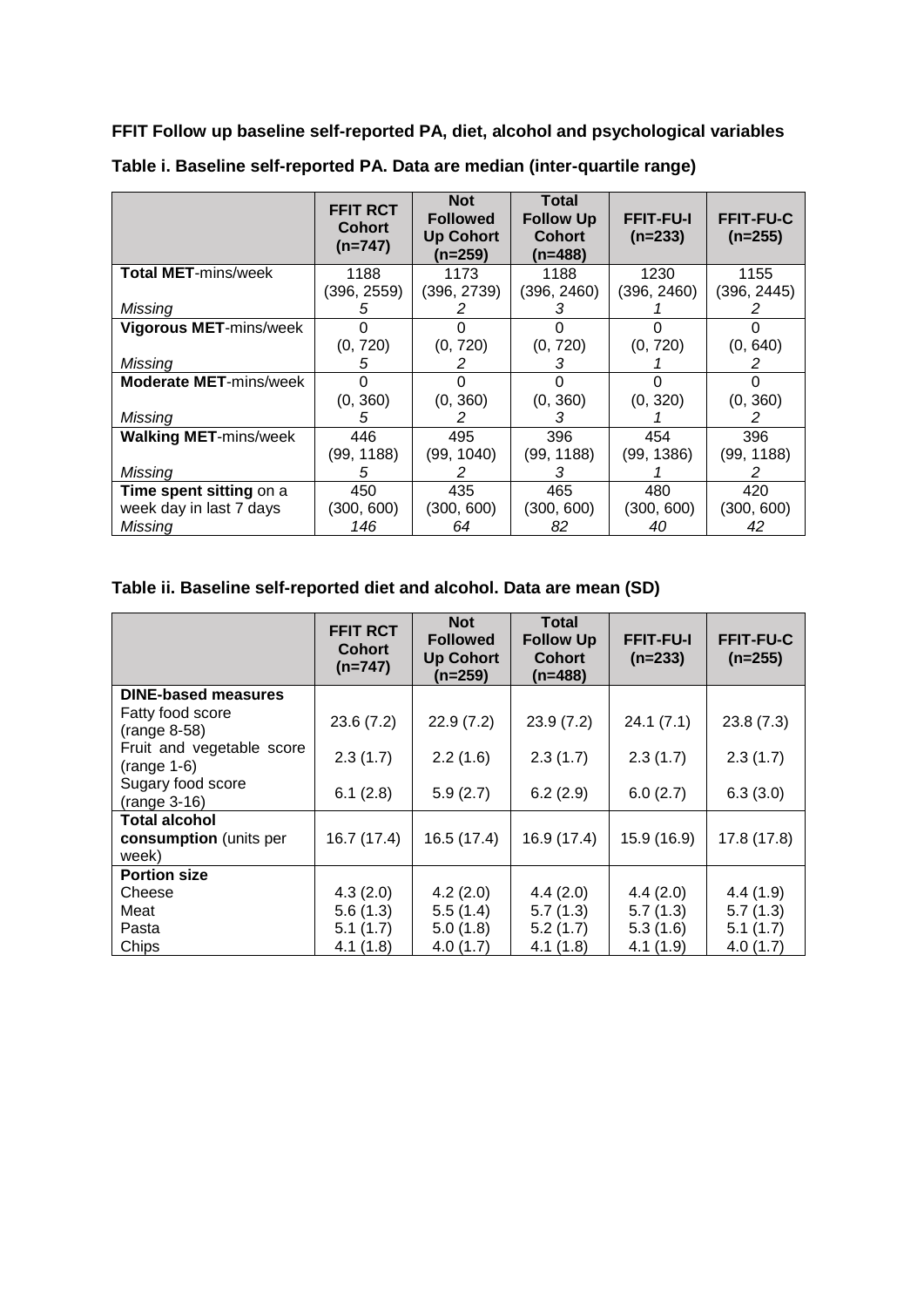**FFIT Follow up baseline self-reported PA, diet, alcohol and psychological variables**

**Table i. Baseline self-reported PA. Data are median (inter-quartile range)**

| | **FFIT RCT Cohort (n=747)** | **Not Followed Up Cohort (n=259)** | **Total Follow Up Cohort (n=488)** | **FFIT-FU-I (n=233)** | **FFIT-FU-C (n=255)** |
|---|---|---|---|---|---|
| **Total MET**-mins/week | 1188 (396, 2559) | 1173 (396, 2739) | 1188 (396, 2460) | 1230 (396, 2460) | 1155 (396, 2445) |
| *Missing* | *5* | *2* | *3* | *1* | *2* |
| **Vigorous MET**-mins/week | 0 (0, 720) | 0 (0, 720) | 0 (0, 720) | 0 (0, 720) | 0 (0, 640) |
| *Missing* | *5* | *2* | *3* | *1* | *2* |
| **Moderate MET**-mins/week | 0 (0, 360) | 0 (0, 360) | 0 (0, 360) | 0 (0, 320) | 0 (0, 360) |
| *Missing* | *5* | *2* | *3* | *1* | *2* |
| **Walking MET**-mins/week | 446 (99, 1188) | 495 (99, 1040) | 396 (99, 1188) | 454 (99, 1386) | 396 (99, 1188) |
| *Missing* | *5* | *2* | *3* | *1* | *2* |
| **Time spent sitting** on a week day in last 7 days | 450 (300, 600) | 435 (300, 600) | 465 (300, 600) | 480 (300, 600) | 420 (300, 600) |
| *Missing* | *146* | *64* | *82* | *40* | *42* |

**Table ii. Baseline self-reported diet and alcohol. Data are mean (SD)**

| | **FFIT RCT Cohort (n=747)** | **Not Followed Up Cohort (n=259)** | **Total Follow Up Cohort (n=488)** | **FFIT-FU-I (n=233)** | **FFIT-FU-C (n=255)** |
|---|---|---|---|---|---|
| **DINE-based measures** | | | | | |
| Fatty food score (range 8-58) | 23.6 (7.2) | 22.9 (7.2) | 23.9 (7.2) | 24.1 (7.1) | 23.8 (7.3) |
| Fruit and vegetable score (range 1-6) | 2.3 (1.7) | 2.2 (1.6) | 2.3 (1.7) | 2.3 (1.7) | 2.3 (1.7) |
| Sugary food score (range 3-16) | 6.1 (2.8) | 5.9 (2.7) | 6.2 (2.9) | 6.0 (2.7) | 6.3 (3.0) |
| **Total alcohol consumption** (units per week) | 16.7 (17.4) | 16.5 (17.4) | 16.9 (17.4) | 15.9 (16.9) | 17.8 (17.8) |
| **Portion size** | | | | | |
| Cheese | 4.3 (2.0) | 4.2 (2.0) | 4.4 (2.0) | 4.4 (2.0) | 4.4 (1.9) |
| Meat | 5.6 (1.3) | 5.5 (1.4) | 5.7 (1.3) | 5.7 (1.3) | 5.7 (1.3) |
| Pasta | 5.1 (1.7) | 5.0 (1.8) | 5.2 (1.7) | 5.3 (1.6) | 5.1 (1.7) |
| Chips | 4.1 (1.8) | 4.0 (1.7) | 4.1 (1.8) | 4.1 (1.9) | 4.0 (1.7) |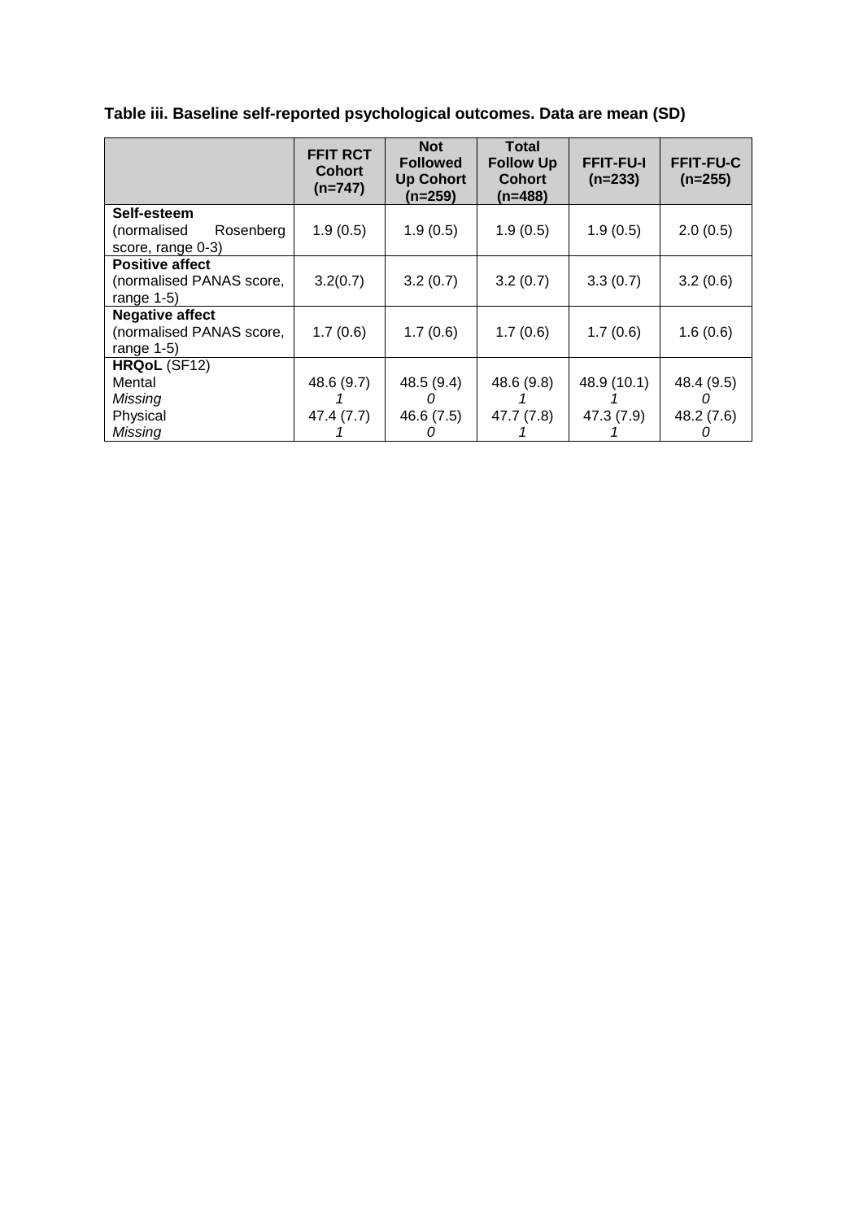**Table iii. Baseline self-reported psychological outcomes. Data are mean (SD)**

| | FFIT RCT Cohort (n=747) | Not Followed Up Cohort (n=259) | Total Follow Up Cohort (n=488) | FFIT-FU-I (n=233) | FFIT-FU-C (n=255) |
|---|---|---|---|---|---|
| **Self-esteem** (normalised Rosenberg score, range 0-3) | 1.9 (0.5) | 1.9 (0.5) | 1.9 (0.5) | 1.9 (0.5) | 2.0 (0.5) |
| **Positive affect** (normalised PANAS score, range 1-5) | 3.2(0.7) | 3.2 (0.7) | 3.2 (0.7) | 3.3 (0.7) | 3.2 (0.6) |
| **Negative affect** (normalised PANAS score, range 1-5) | 1.7 (0.6) | 1.7 (0.6) | 1.7 (0.6) | 1.7 (0.6) | 1.6 (0.6) |
| **HRQoL** (SF12) | | | | | |
| Mental | 48.6 (9.7) | 48.5 (9.4) | 48.6 (9.8) | 48.9 (10.1) | 48.4 (9.5) |
| *Missing* | *1* | *0* | *1* | *1* | *0* |
| Physical | 47.4 (7.7) | 46.6 (7.5) | 47.7 (7.8) | 47.3 (7.9) | 48.2 (7.6) |
| *Missing* | *1* | *0* | *1* | *1* | *0* |